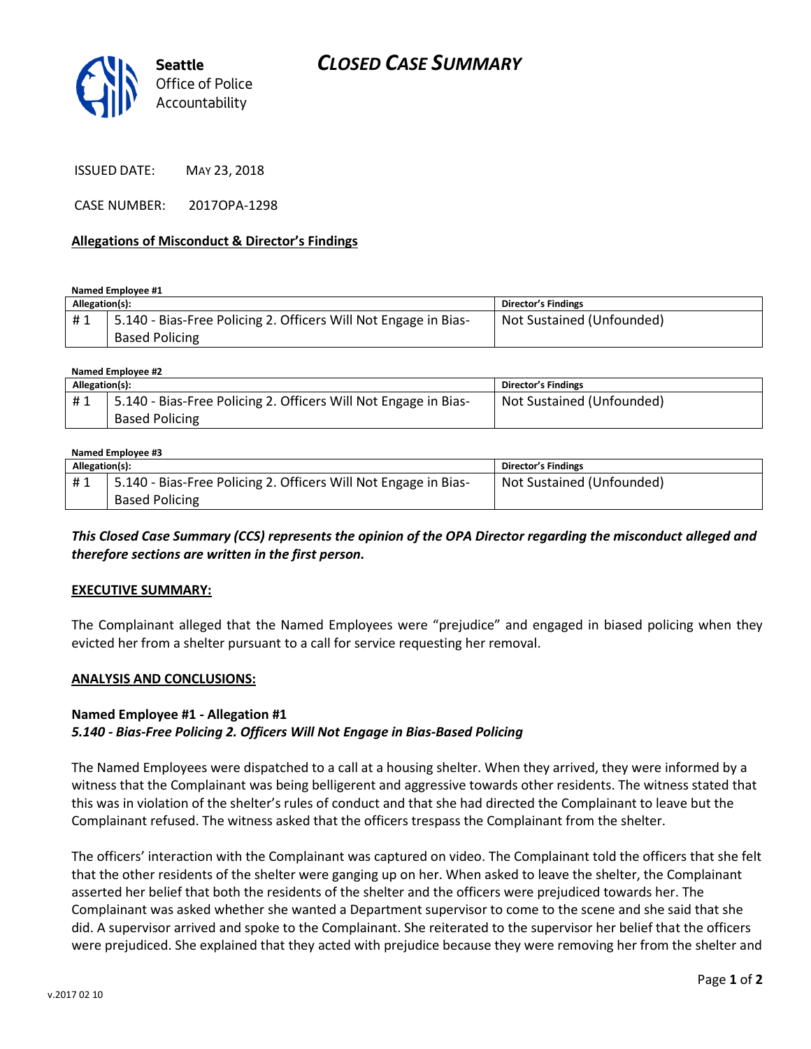Seattle Office of Police Accountability

# CLOSED CASE SUMMARY

ISSUED DATE: MAY 23, 2018

CASE NUMBER: 2017OPA-1298

### Allegations of Misconduct & Director's Findings

**Named Employee #1**

| Allegation(s): | | Director's Findings |
|---|---|---|
| # 1 | 5.140 - Bias-Free Policing 2. Officers Will Not Engage in Bias-Based Policing | Not Sustained (Unfounded) |

**Named Employee #2**

| Allegation(s): | | Director's Findings |
|---|---|---|
| # 1 | 5.140 - Bias-Free Policing 2. Officers Will Not Engage in Bias-Based Policing | Not Sustained (Unfounded) |

**Named Employee #3**

| Allegation(s): | | Director's Findings |
|---|---|---|
| # 1 | 5.140 - Bias-Free Policing 2. Officers Will Not Engage in Bias-Based Policing | Not Sustained (Unfounded) |

***This Closed Case Summary (CCS) represents the opinion of the OPA Director regarding the misconduct alleged and therefore sections are written in the first person.***

### EXECUTIVE SUMMARY:

The Complainant alleged that the Named Employees were "prejudice" and engaged in biased policing when they evicted her from a shelter pursuant to a call for service requesting her removal.

### ANALYSIS AND CONCLUSIONS:

**Named Employee #1 - Allegation #1**
***5.140 - Bias-Free Policing 2. Officers Will Not Engage in Bias-Based Policing***

The Named Employees were dispatched to a call at a housing shelter. When they arrived, they were informed by a witness that the Complainant was being belligerent and aggressive towards other residents. The witness stated that this was in violation of the shelter's rules of conduct and that she had directed the Complainant to leave but the Complainant refused. The witness asked that the officers trespass the Complainant from the shelter.

The officers' interaction with the Complainant was captured on video. The Complainant told the officers that she felt that the other residents of the shelter were ganging up on her. When asked to leave the shelter, the Complainant asserted her belief that both the residents of the shelter and the officers were prejudiced towards her. The Complainant was asked whether she wanted a Department supervisor to come to the scene and she said that she did. A supervisor arrived and spoke to the Complainant. She reiterated to the supervisor her belief that the officers were prejudiced. She explained that they acted with prejudice because they were removing her from the shelter and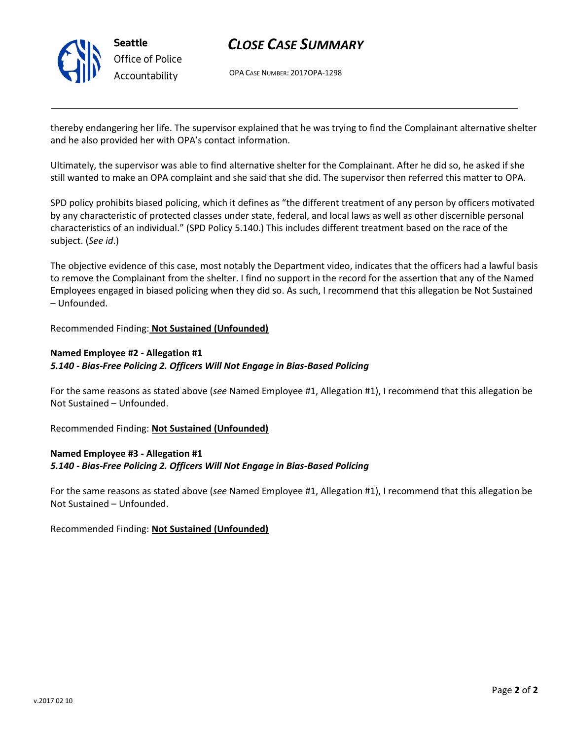thereby endangering her life. The supervisor explained that he was trying to find the Complainant alternative shelter and he also provided her with OPA's contact information.

Ultimately, the supervisor was able to find alternative shelter for the Complainant. After he did so, he asked if she still wanted to make an OPA complaint and she said that she did. The supervisor then referred this matter to OPA.

SPD policy prohibits biased policing, which it defines as "the different treatment of any person by officers motivated by any characteristic of protected classes under state, federal, and local laws as well as other discernible personal characteristics of an individual." (SPD Policy 5.140.) This includes different treatment based on the race of the subject. (*See id*.)

The objective evidence of this case, most notably the Department video, indicates that the officers had a lawful basis to remove the Complainant from the shelter. I find no support in the record for the assertion that any of the Named Employees engaged in biased policing when they did so. As such, I recommend that this allegation be Not Sustained – Unfounded.

Recommended Finding: **Not Sustained (Unfounded)**

**Named Employee #2 - Allegation #1**
***5.140 - Bias-Free Policing 2. Officers Will Not Engage in Bias-Based Policing***

For the same reasons as stated above (*see* Named Employee #1, Allegation #1), I recommend that this allegation be Not Sustained – Unfounded.

Recommended Finding: **Not Sustained (Unfounded)**

**Named Employee #3 - Allegation #1**
***5.140 - Bias-Free Policing 2. Officers Will Not Engage in Bias-Based Policing***

For the same reasons as stated above (*see* Named Employee #1, Allegation #1), I recommend that this allegation be Not Sustained – Unfounded.

Recommended Finding: **Not Sustained (Unfounded)**